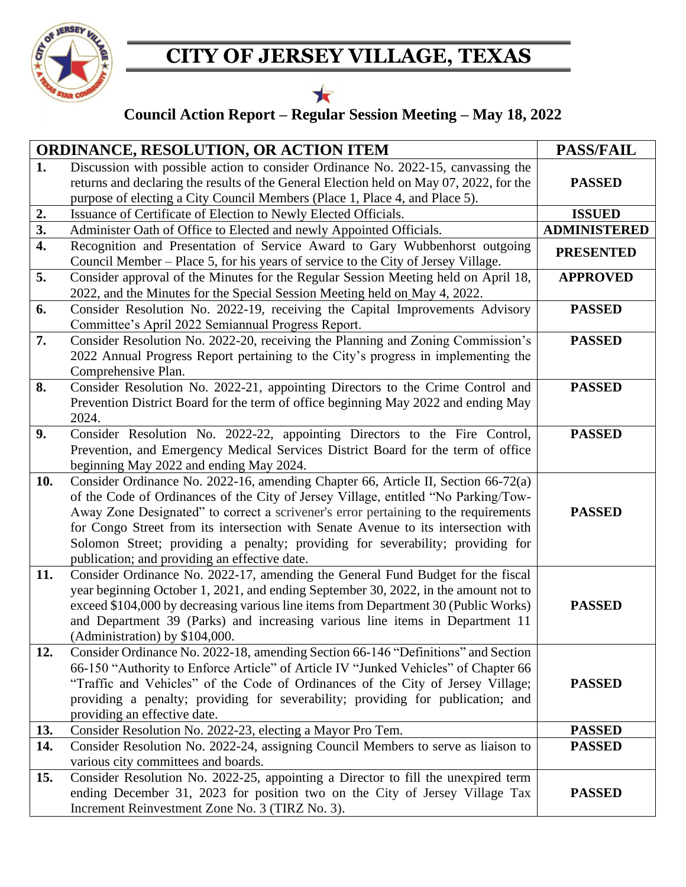# CITY OF JERSEY VILLAGE, TEXAS

## Council Action Report – Regular Session Meeting – May 18, 2022

| ORDINANCE, RESOLUTION, OR ACTION ITEM | | PASS/FAIL |
|---|---|---|
| **1.** | Discussion with possible action to consider Ordinance No. 2022-15, canvassing the returns and declaring the results of the General Election held on May 07, 2022, for the purpose of electing a City Council Members (Place 1, Place 4, and Place 5). | **PASSED** |
| **2.** | Issuance of Certificate of Election to Newly Elected Officials. | **ISSUED** |
| **3.** | Administer Oath of Office to Elected and newly Appointed Officials. | **ADMINISTERED** |
| **4.** | Recognition and Presentation of Service Award to Gary Wubbenhorst outgoing Council Member – Place 5, for his years of service to the City of Jersey Village. | **PRESENTED** |
| **5.** | Consider approval of the Minutes for the Regular Session Meeting held on April 18, 2022, and the Minutes for the Special Session Meeting held on May 4, 2022. | **APPROVED** |
| **6.** | Consider Resolution No. 2022-19, receiving the Capital Improvements Advisory Committee's April 2022 Semiannual Progress Report. | **PASSED** |
| **7.** | Consider Resolution No. 2022-20, receiving the Planning and Zoning Commission's 2022 Annual Progress Report pertaining to the City's progress in implementing the Comprehensive Plan. | **PASSED** |
| **8.** | Consider Resolution No. 2022-21, appointing Directors to the Crime Control and Prevention District Board for the term of office beginning May 2022 and ending May 2024. | **PASSED** |
| **9.** | Consider Resolution No. 2022-22, appointing Directors to the Fire Control, Prevention, and Emergency Medical Services District Board for the term of office beginning May 2022 and ending May 2024. | **PASSED** |
| **10.** | Consider Ordinance No. 2022-16, amending Chapter 66, Article II, Section 66-72(a) of the Code of Ordinances of the City of Jersey Village, entitled "No Parking/Tow-Away Zone Designated" to correct a scrivener's error pertaining to the requirements for Congo Street from its intersection with Senate Avenue to its intersection with Solomon Street; providing a penalty; providing for severability; providing for publication; and providing an effective date. | **PASSED** |
| **11.** | Consider Ordinance No. 2022-17, amending the General Fund Budget for the fiscal year beginning October 1, 2021, and ending September 30, 2022, in the amount not to exceed $104,000 by decreasing various line items from Department 30 (Public Works) and Department 39 (Parks) and increasing various line items in Department 11 (Administration) by $104,000. | **PASSED** |
| **12.** | Consider Ordinance No. 2022-18, amending Section 66-146 "Definitions" and Section 66-150 "Authority to Enforce Article" of Article IV "Junked Vehicles" of Chapter 66 "Traffic and Vehicles" of the Code of Ordinances of the City of Jersey Village; providing a penalty; providing for severability; providing for publication; and providing an effective date. | **PASSED** |
| **13.** | Consider Resolution No. 2022-23, electing a Mayor Pro Tem. | **PASSED** |
| **14.** | Consider Resolution No. 2022-24, assigning Council Members to serve as liaison to various city committees and boards. | **PASSED** |
| **15.** | Consider Resolution No. 2022-25, appointing a Director to fill the unexpired term ending December 31, 2023 for position two on the City of Jersey Village Tax Increment Reinvestment Zone No. 3 (TIRZ No. 3). | **PASSED** |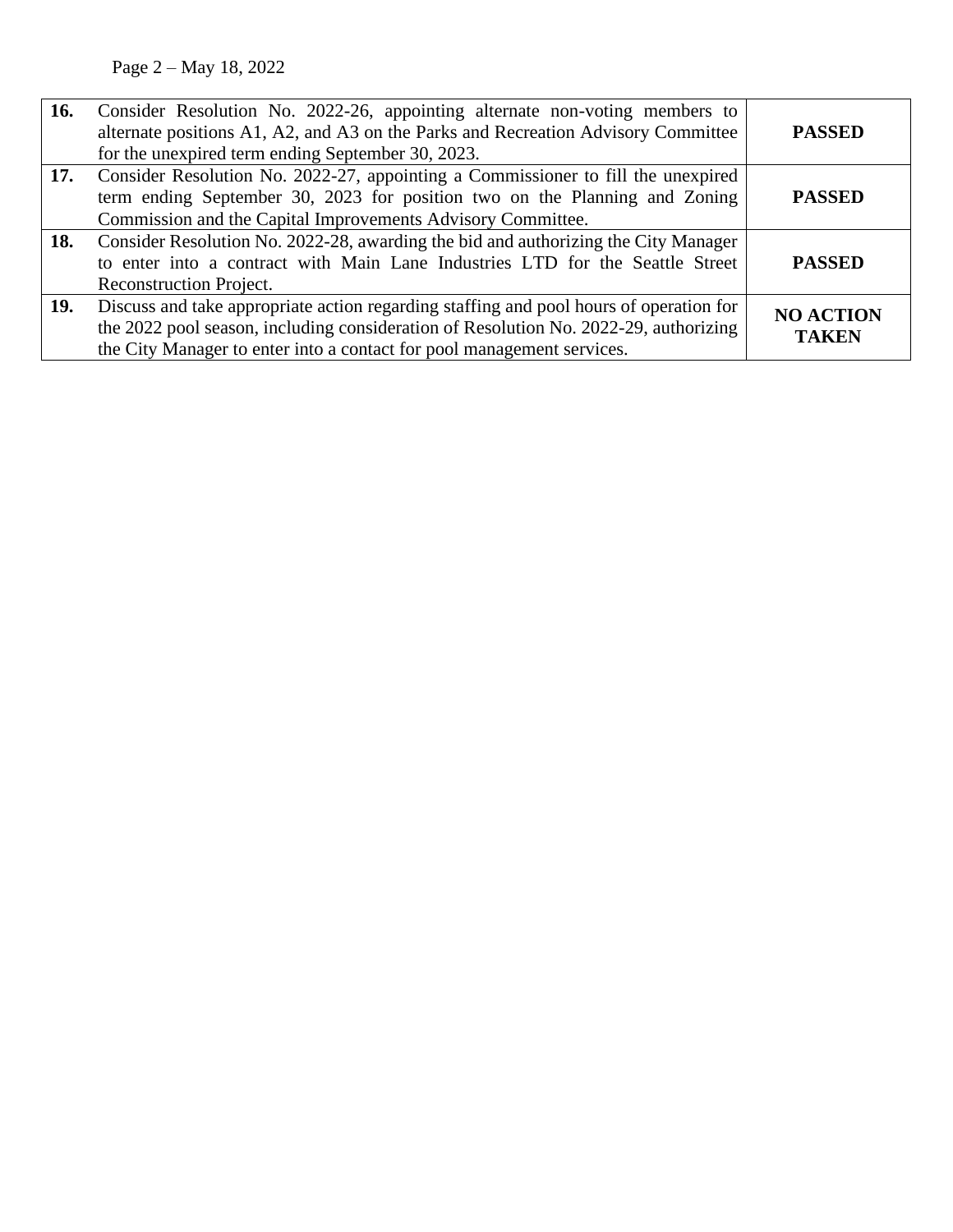| | | |
|---|---|---|
| **16.** | Consider Resolution No. 2022-26, appointing alternate non-voting members to alternate positions A1, A2, and A3 on the Parks and Recreation Advisory Committee for the unexpired term ending September 30, 2023. | **PASSED** |
| **17.** | Consider Resolution No. 2022-27, appointing a Commissioner to fill the unexpired term ending September 30, 2023 for position two on the Planning and Zoning Commission and the Capital Improvements Advisory Committee. | **PASSED** |
| **18.** | Consider Resolution No. 2022-28, awarding the bid and authorizing the City Manager to enter into a contract with Main Lane Industries LTD for the Seattle Street Reconstruction Project. | **PASSED** |
| **19.** | Discuss and take appropriate action regarding staffing and pool hours of operation for the 2022 pool season, including consideration of Resolution No. 2022-29, authorizing the City Manager to enter into a contact for pool management services. | **NO ACTION TAKEN** |